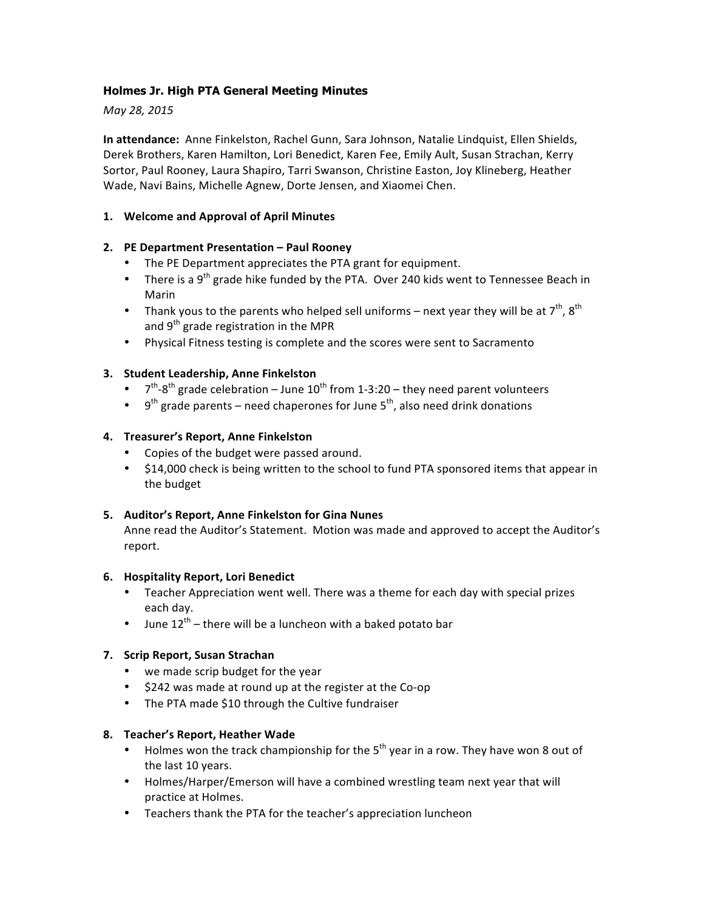# Holmes Jr. High PTA General Meeting Minutes

*May 28, 2015*

**In attendance:** Anne Finkelston, Rachel Gunn, Sara Johnson, Natalie Lindquist, Ellen Shields, Derek Brothers, Karen Hamilton, Lori Benedict, Karen Fee, Emily Ault, Susan Strachan, Kerry Sortor, Paul Rooney, Laura Shapiro, Tarri Swanson, Christine Easton, Joy Klineberg, Heather Wade, Navi Bains, Michelle Agnew, Dorte Jensen, and Xiaomei Chen.

1. **Welcome and Approval of April Minutes**

2. **PE Department Presentation – Paul Rooney**
   - The PE Department appreciates the PTA grant for equipment.
   - There is a 9th grade hike funded by the PTA. Over 240 kids went to Tennessee Beach in Marin
   - Thank yous to the parents who helped sell uniforms – next year they will be at 7th, 8th and 9th grade registration in the MPR
   - Physical Fitness testing is complete and the scores were sent to Sacramento

3. **Student Leadership, Anne Finkelston**
   - 7th-8th grade celebration – June 10th from 1-3:20 – they need parent volunteers
   - 9th grade parents – need chaperones for June 5th, also need drink donations

4. **Treasurer's Report, Anne Finkelston**
   - Copies of the budget were passed around.
   - $14,000 check is being written to the school to fund PTA sponsored items that appear in the budget

5. **Auditor's Report, Anne Finkelston for Gina Nunes**

   Anne read the Auditor's Statement. Motion was made and approved to accept the Auditor's report.

6. **Hospitality Report, Lori Benedict**
   - Teacher Appreciation went well. There was a theme for each day with special prizes each day.
   - June 12th – there will be a luncheon with a baked potato bar

7. **Scrip Report, Susan Strachan**
   - we made scrip budget for the year
   - $242 was made at round up at the register at the Co-op
   - The PTA made $10 through the Cultive fundraiser

8. **Teacher's Report, Heather Wade**
   - Holmes won the track championship for the 5th year in a row. They have won 8 out of the last 10 years.
   - Holmes/Harper/Emerson will have a combined wrestling team next year that will practice at Holmes.
   - Teachers thank the PTA for the teacher's appreciation luncheon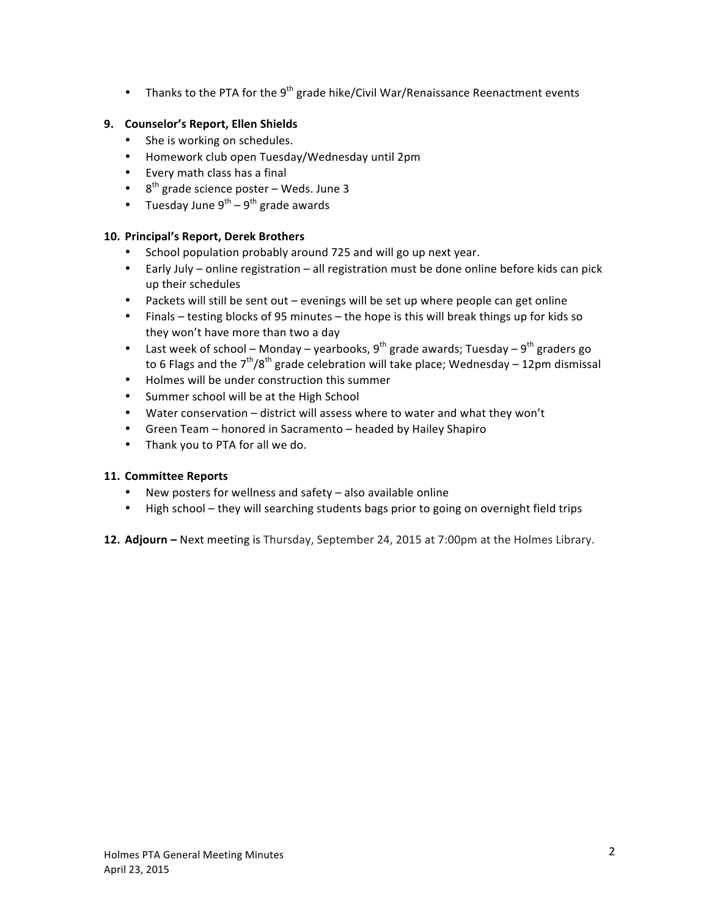- Thanks to the PTA for the 9th grade hike/Civil War/Renaissance Reenactment events

**9. Counselor's Report, Ellen Shields**

- She is working on schedules.
- Homework club open Tuesday/Wednesday until 2pm
- Every math class has a final
- 8th grade science poster – Weds. June 3
- Tuesday June 9th – 9th grade awards

**10. Principal's Report, Derek Brothers**

- School population probably around 725 and will go up next year.
- Early July – online registration – all registration must be done online before kids can pick up their schedules
- Packets will still be sent out – evenings will be set up where people can get online
- Finals – testing blocks of 95 minutes – the hope is this will break things up for kids so they won't have more than two a day
- Last week of school – Monday – yearbooks, 9th grade awards; Tuesday – 9th graders go to 6 Flags and the 7th/8th grade celebration will take place; Wednesday – 12pm dismissal
- Holmes will be under construction this summer
- Summer school will be at the High School
- Water conservation – district will assess where to water and what they won't
- Green Team – honored in Sacramento – headed by Hailey Shapiro
- Thank you to PTA for all we do.

**11. Committee Reports**

- New posters for wellness and safety – also available online
- High school – they will searching students bags prior to going on overnight field trips

**12. Adjourn –** Next meeting is Thursday, September 24, 2015 at 7:00pm at the Holmes Library.